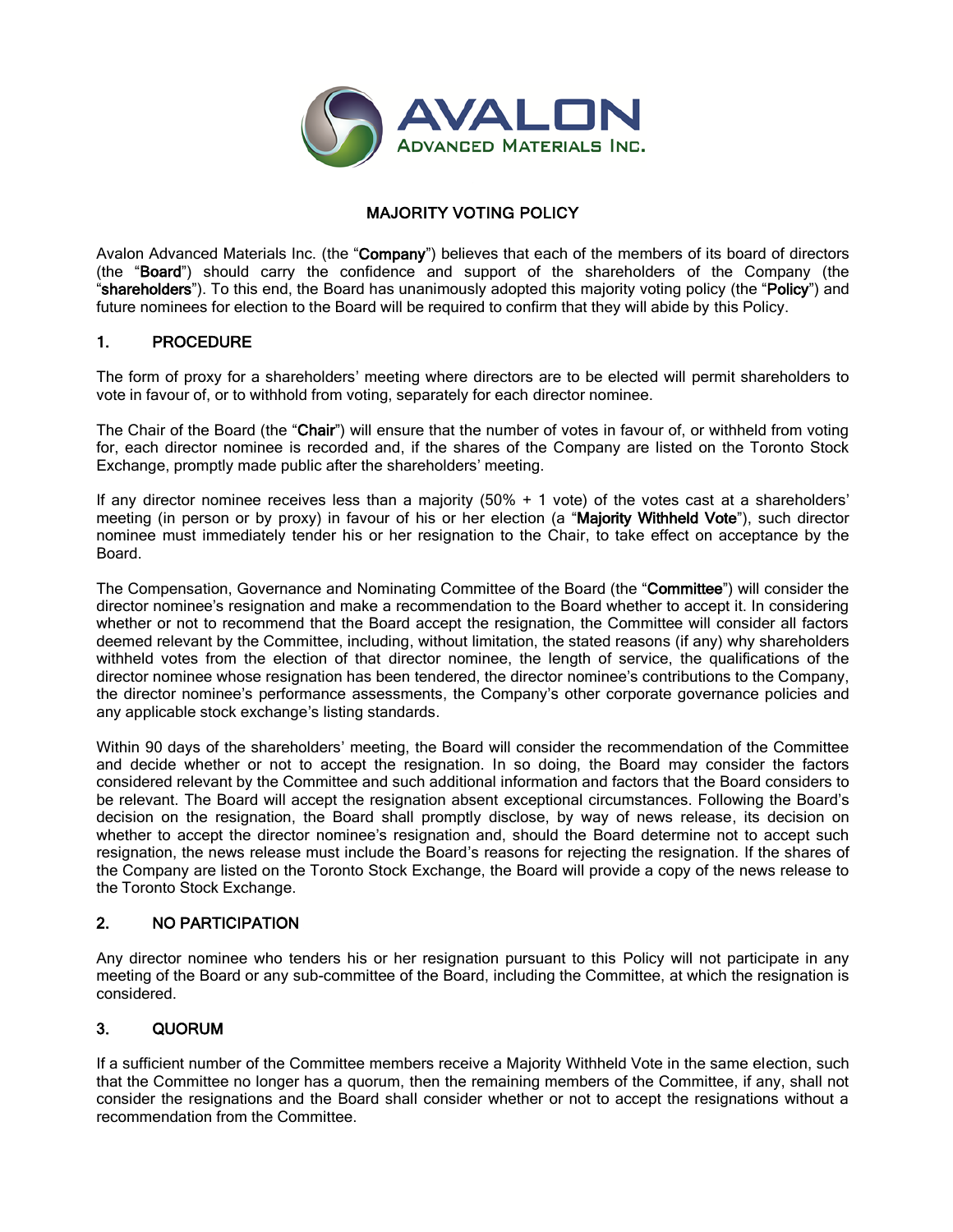# MAJORITY VOTING POLICY

Avalon Advanced Materials Inc. (the "**Company**") believes that each of the members of its board of directors (the "**Board**") should carry the confidence and support of the shareholders of the Company (the "**shareholders**"). To this end, the Board has unanimously adopted this majority voting policy (the "**Policy**") and future nominees for election to the Board will be required to confirm that they will abide by this Policy.

## 1. PROCEDURE

The form of proxy for a shareholders' meeting where directors are to be elected will permit shareholders to vote in favour of, or to withhold from voting, separately for each director nominee.

The Chair of the Board (the "**Chair**") will ensure that the number of votes in favour of, or withheld from voting for, each director nominee is recorded and, if the shares of the Company are listed on the Toronto Stock Exchange, promptly made public after the shareholders' meeting.

If any director nominee receives less than a majority (50% + 1 vote) of the votes cast at a shareholders' meeting (in person or by proxy) in favour of his or her election (a "**Majority Withheld Vote**"), such director nominee must immediately tender his or her resignation to the Chair, to take effect on acceptance by the Board.

The Compensation, Governance and Nominating Committee of the Board (the "**Committee**") will consider the director nominee's resignation and make a recommendation to the Board whether to accept it. In considering whether or not to recommend that the Board accept the resignation, the Committee will consider all factors deemed relevant by the Committee, including, without limitation, the stated reasons (if any) why shareholders withheld votes from the election of that director nominee, the length of service, the qualifications of the director nominee whose resignation has been tendered, the director nominee's contributions to the Company, the director nominee's performance assessments, the Company's other corporate governance policies and any applicable stock exchange's listing standards.

Within 90 days of the shareholders' meeting, the Board will consider the recommendation of the Committee and decide whether or not to accept the resignation. In so doing, the Board may consider the factors considered relevant by the Committee and such additional information and factors that the Board considers to be relevant. The Board will accept the resignation absent exceptional circumstances. Following the Board's decision on the resignation, the Board shall promptly disclose, by way of news release, its decision on whether to accept the director nominee's resignation and, should the Board determine not to accept such resignation, the news release must include the Board's reasons for rejecting the resignation. If the shares of the Company are listed on the Toronto Stock Exchange, the Board will provide a copy of the news release to the Toronto Stock Exchange.

## 2. NO PARTICIPATION

Any director nominee who tenders his or her resignation pursuant to this Policy will not participate in any meeting of the Board or any sub-committee of the Board, including the Committee, at which the resignation is considered.

## 3. QUORUM

If a sufficient number of the Committee members receive a Majority Withheld Vote in the same election, such that the Committee no longer has a quorum, then the remaining members of the Committee, if any, shall not consider the resignations and the Board shall consider whether or not to accept the resignations without a recommendation from the Committee.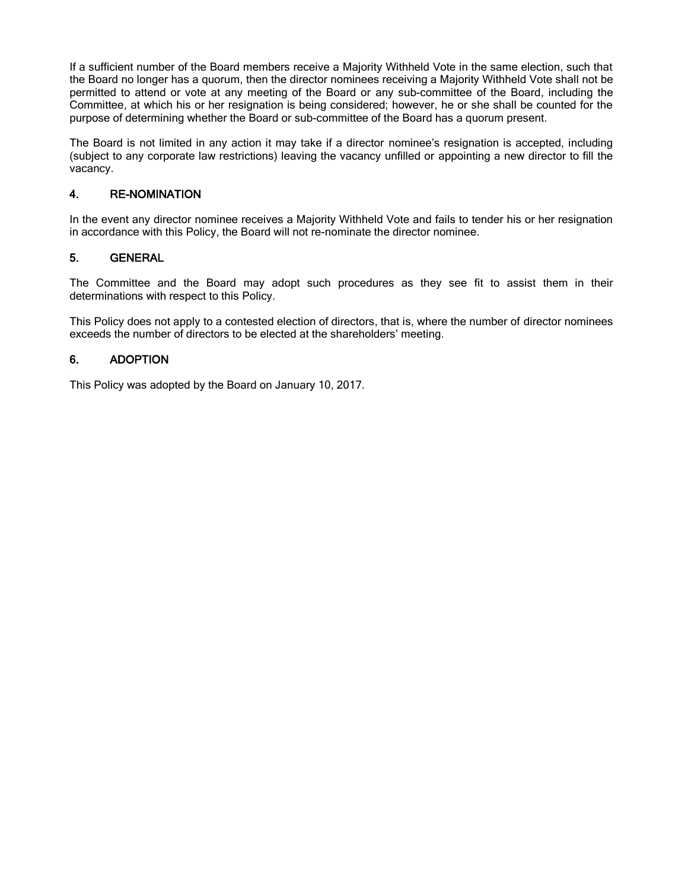If a sufficient number of the Board members receive a Majority Withheld Vote in the same election, such that the Board no longer has a quorum, then the director nominees receiving a Majority Withheld Vote shall not be permitted to attend or vote at any meeting of the Board or any sub-committee of the Board, including the Committee, at which his or her resignation is being considered; however, he or she shall be counted for the purpose of determining whether the Board or sub-committee of the Board has a quorum present.

The Board is not limited in any action it may take if a director nominee's resignation is accepted, including (subject to any corporate law restrictions) leaving the vacancy unfilled or appointing a new director to fill the vacancy.

## 4. RE-NOMINATION

In the event any director nominee receives a Majority Withheld Vote and fails to tender his or her resignation in accordance with this Policy, the Board will not re-nominate the director nominee.

## 5. GENERAL

The Committee and the Board may adopt such procedures as they see fit to assist them in their determinations with respect to this Policy.

This Policy does not apply to a contested election of directors, that is, where the number of director nominees exceeds the number of directors to be elected at the shareholders' meeting.

## 6. ADOPTION

This Policy was adopted by the Board on January 10, 2017.